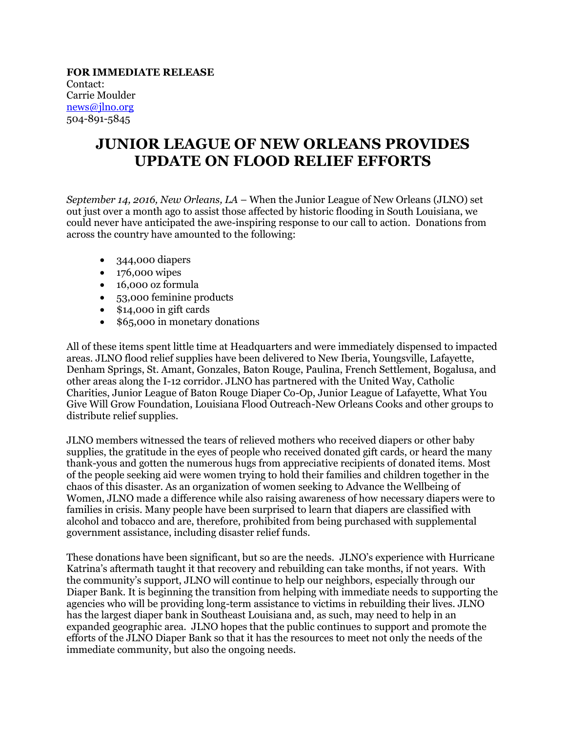**FOR IMMEDIATE RELEASE**
Contact:
Carrie Moulder
news@jlno.org
504-891-5845

# JUNIOR LEAGUE OF NEW ORLEANS PROVIDES UPDATE ON FLOOD RELIEF EFFORTS

*September 14, 2016, New Orleans, LA* – When the Junior League of New Orleans (JLNO) set out just over a month ago to assist those affected by historic flooding in South Louisiana, we could never have anticipated the awe-inspiring response to our call to action. Donations from across the country have amounted to the following:

- 344,000 diapers
- 176,000 wipes
- 16,000 oz formula
- 53,000 feminine products
- $14,000 in gift cards
- $65,000 in monetary donations

All of these items spent little time at Headquarters and were immediately dispensed to impacted areas. JLNO flood relief supplies have been delivered to New Iberia, Youngsville, Lafayette, Denham Springs, St. Amant, Gonzales, Baton Rouge, Paulina, French Settlement, Bogalusa, and other areas along the I-12 corridor. JLNO has partnered with the United Way, Catholic Charities, Junior League of Baton Rouge Diaper Co-Op, Junior League of Lafayette, What You Give Will Grow Foundation, Louisiana Flood Outreach-New Orleans Cooks and other groups to distribute relief supplies.

JLNO members witnessed the tears of relieved mothers who received diapers or other baby supplies, the gratitude in the eyes of people who received donated gift cards, or heard the many thank-yous and gotten the numerous hugs from appreciative recipients of donated items. Most of the people seeking aid were women trying to hold their families and children together in the chaos of this disaster. As an organization of women seeking to Advance the Wellbeing of Women, JLNO made a difference while also raising awareness of how necessary diapers were to families in crisis. Many people have been surprised to learn that diapers are classified with alcohol and tobacco and are, therefore, prohibited from being purchased with supplemental government assistance, including disaster relief funds.

These donations have been significant, but so are the needs. JLNO's experience with Hurricane Katrina's aftermath taught it that recovery and rebuilding can take months, if not years. With the community's support, JLNO will continue to help our neighbors, especially through our Diaper Bank. It is beginning the transition from helping with immediate needs to supporting the agencies who will be providing long-term assistance to victims in rebuilding their lives. JLNO has the largest diaper bank in Southeast Louisiana and, as such, may need to help in an expanded geographic area. JLNO hopes that the public continues to support and promote the efforts of the JLNO Diaper Bank so that it has the resources to meet not only the needs of the immediate community, but also the ongoing needs.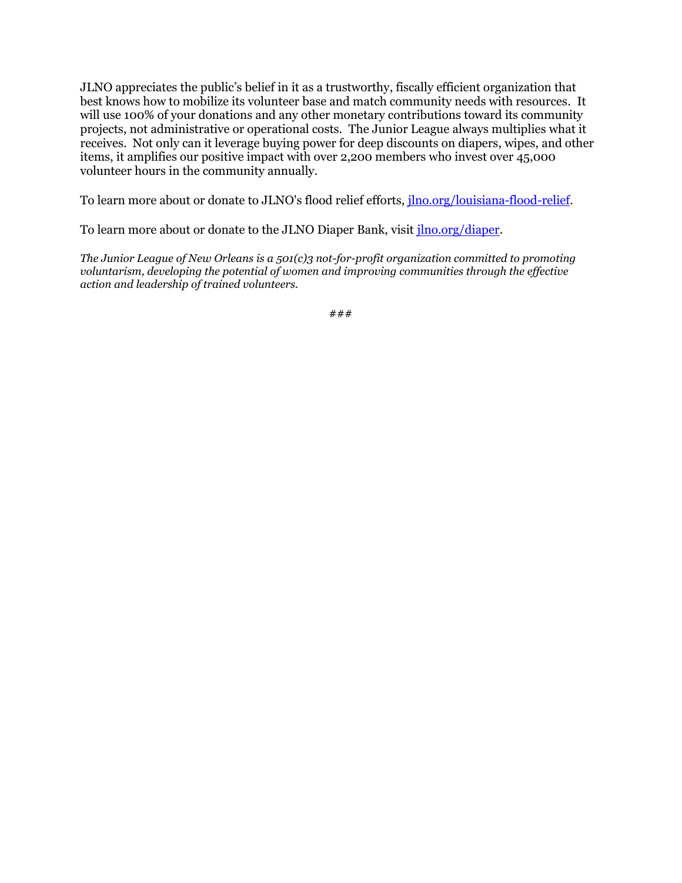JLNO appreciates the public's belief in it as a trustworthy, fiscally efficient organization that best knows how to mobilize its volunteer base and match community needs with resources. It will use 100% of your donations and any other monetary contributions toward its community projects, not administrative or operational costs. The Junior League always multiplies what it receives. Not only can it leverage buying power for deep discounts on diapers, wipes, and other items, it amplifies our positive impact with over 2,200 members who invest over 45,000 volunteer hours in the community annually.

To learn more about or donate to JLNO's flood relief efforts, [jlno.org/louisiana-flood-relief](jlno.org/louisiana-flood-relief).

To learn more about or donate to the JLNO Diaper Bank, visit [jlno.org/diaper](jlno.org/diaper).

*The Junior League of New Orleans is a 501(c)3 not-for-profit organization committed to promoting voluntarism, developing the potential of women and improving communities through the effective action and leadership of trained volunteers.*

###